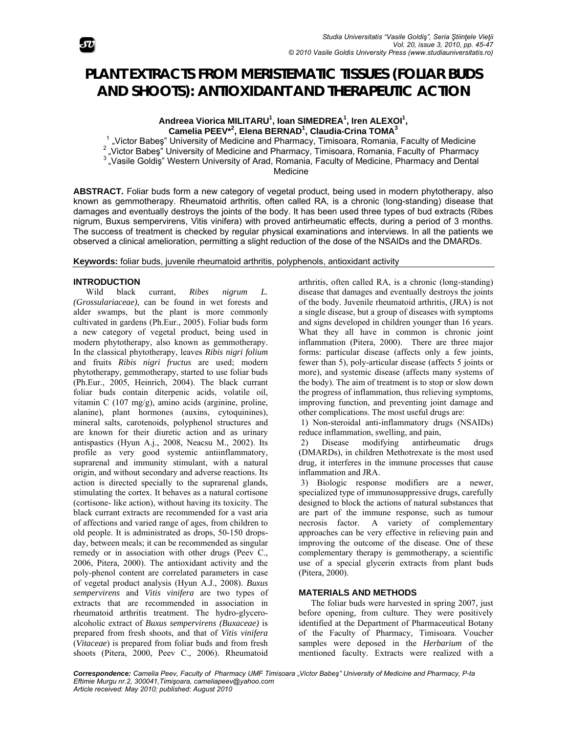# PLANT EXTRACTS FROM MERISTEMATIC TISSUES (FOLIAR BUDS AND SHOOTS): ANTIOXIDANT AND THERAPEUTIC ACTION

**Andreea Viorica MILITARU[1], Ioan SIMEDREA[1], Iren ALEXOI[1], Camelia PEEV*[2], Elena BERNAD[1], Claudia-Crina TOMA[3]**

[1] „Victor Babeş" University of Medicine and Pharmacy, Timisoara, Romania, Faculty of Medicine
[2] „Victor Babeş" University of Medicine and Pharmacy, Timisoara, Romania, Faculty of Pharmacy
[3] „Vasile Goldiş" Western University of Arad, Romania, Faculty of Medicine, Pharmacy and Dental Medicine

**ABSTRACT.** Foliar buds form a new category of vegetal product, being used in modern phytotherapy, also known as gemmotherapy. Rheumatoid arthritis, often called RA, is a chronic (long-standing) disease that damages and eventually destroys the joints of the body. It has been used three types of bud extracts (Ribes nigrum, Buxus sempervirens, Vitis vinifera) with proved antirheumatic effects, during a period of 3 months. The success of treatment is checked by regular physical examinations and interviews. In all the patients we observed a clinical amelioration, permitting a slight reduction of the dose of the NSAIDs and the DMARDs.

**Keywords:** foliar buds, juvenile rheumatoid arthritis, polyphenols, antioxidant activity

## INTRODUCTION

Wild black currant, *Ribes nigrum L. (Grossulariaceae)*, can be found in wet forests and alder swamps, but the plant is more commonly cultivated in gardens (Ph.Eur., 2005). Foliar buds form a new category of vegetal product, being used in modern phytotherapy, also known as gemmotherapy. In the classical phytotherapy, leaves *Ribis nigri folium* and fruits *Ribis nigri fructus* are used; modern phytotherapy, gemmotherapy, started to use foliar buds (Ph.Eur., 2005, Heinrich, 2004). The black currant foliar buds contain diterpenic acids, volatile oil, vitamin C (107 mg/g), amino acids (arginine, proline, alanine), plant hormones (auxins, cytoquinines), mineral salts, carotenoids, polyphenol structures and are known for their diuretic action and as urinary antispastics (Hyun A.j., 2008, Neacsu M., 2002). Its profile as very good systemic antiinflammatory, suprarenal and immunity stimulant, with a natural origin, and without secondary and adverse reactions. Its action is directed specially to the suprarenal glands, stimulating the cortex. It behaves as a natural cortisone (cortisone- like action), without having its toxicity. The black currant extracts are recommended for a vast aria of affections and varied range of ages, from children to old people. It is administrated as drops, 50-150 drops-day, between meals; it can be recommended as singular remedy or in association with other drugs (Peev C., 2006, Pitera, 2000). The antioxidant activity and the poly-phenol content are correlated parameters in case of vegetal product analysis (Hyun A.J., 2008). *Buxus sempervirens* and *Vitis vinifera* are two types of extracts that are recommended in association in rheumatoid arthritis treatment. The hydro-glycero-alcoholic extract of *Buxus sempervirens (Buxaceae)* is prepared from fresh shoots, and that of *Vitis vinifera* (*Vitaceae*) is prepared from foliar buds and from fresh shoots (Pitera, 2000, Peev C., 2006). Rheumatoid arthritis, often called RA, is a chronic (long-standing) disease that damages and eventually destroys the joints of the body. Juvenile rheumatoid arthritis, (JRA) is not a single disease, but a group of diseases with symptoms and signs developed in children younger than 16 years. What they all have in common is chronic joint inflammation (Pitera, 2000). There are three major forms: particular disease (affects only a few joints, fewer than 5), poly-articular disease (affects 5 joints or more), and systemic disease (affects many systems of the body). The aim of treatment is to stop or slow down the progress of inflammation, thus relieving symptoms, improving function, and preventing joint damage and other complications. The most useful drugs are:

1) Non-steroidal anti-inflammatory drugs (NSAIDs) reduce inflammation, swelling, and pain,

2) Disease modifying antirheumatic drugs (DMARDs), in children Methotrexate is the most used drug, it interferes in the immune processes that cause inflammation and JRA.

3) Biologic response modifiers are a newer, specialized type of immunosuppressive drugs, carefully designed to block the actions of natural substances that are part of the immune response, such as tumour necrosis factor. A variety of complementary approaches can be very effective in relieving pain and improving the outcome of the disease. One of these complementary therapy is gemmotherapy, a scientific use of a special glycerin extracts from plant buds (Pitera, 2000).

## MATERIALS AND METHODS

The foliar buds were harvested in spring 2007, just before opening, from culture. They were positively identified at the Department of Pharmaceutical Botany of the Faculty of Pharmacy, Timisoara. Voucher samples were deposed in the *Herbarium* of the mentioned faculty. Extracts were realized with a

*Correspondence: Camelia Peev, Faculty of Pharmacy UMF Timisoara „Victor Babeş" University of Medicine and Pharmacy, P-ta Eftimie Murgu nr.2, 300041,Timişoara, cameliapeev@yahoo.com*
*Article received: May 2010; published: August 2010*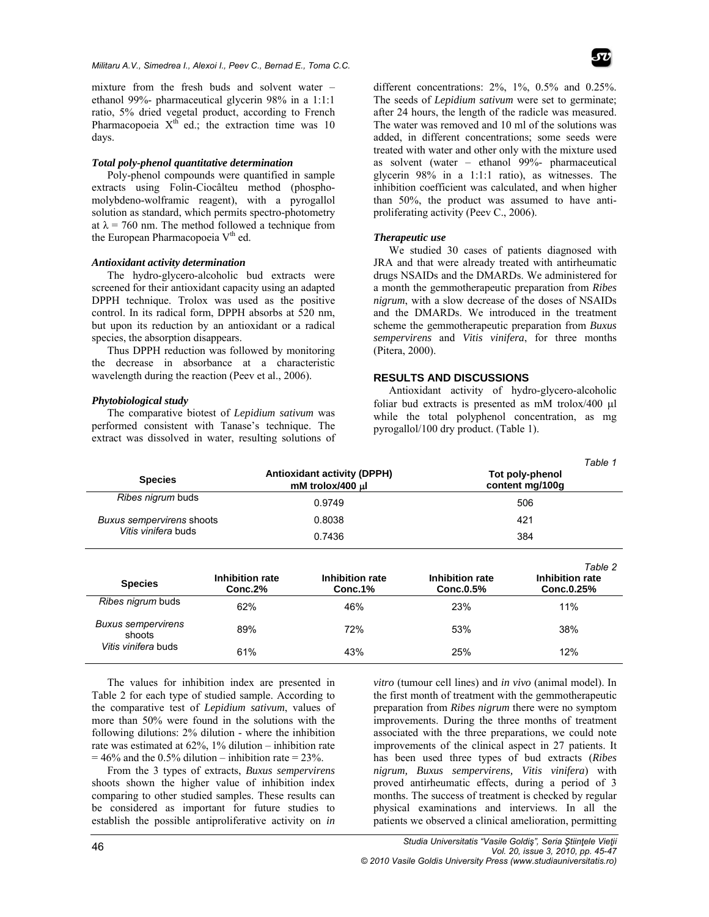mixture from the fresh buds and solvent water – ethanol 99%- pharmaceutical glycerin 98% in a 1:1:1 ratio, 5% dried vegetal product, according to French Pharmacopoeia X$^{th}$ ed.; the extraction time was 10 days.

### *Total poly-phenol quantitative determination*

Poly-phenol compounds were quantified in sample extracts using Folin-Ciocâlteu method (phosphomolybdeno-wolframic reagent), with a pyrogallol solution as standard, which permits spectro-photometry at $\lambda = 760$ nm. The method followed a technique from the European Pharmacopoeia V$^{th}$ ed.

### *Antioxidant activity determination*

The hydro-glycero-alcoholic bud extracts were screened for their antioxidant capacity using an adapted DPPH technique. Trolox was used as the positive control. In its radical form, DPPH absorbs at 520 nm, but upon its reduction by an antioxidant or a radical species, the absorption disappears.

Thus DPPH reduction was followed by monitoring the decrease in absorbance at a characteristic wavelength during the reaction (Peev et al., 2006).

### *Phytobiological study*

The comparative biotest of *Lepidium sativum* was performed consistent with Tanase's technique. The extract was dissolved in water, resulting solutions of different concentrations: 2%, 1%, 0.5% and 0.25%. The seeds of *Lepidium sativum* were set to germinate; after 24 hours, the length of the radicle was measured. The water was removed and 10 ml of the solutions was added, in different concentrations; some seeds were treated with water and other only with the mixture used as solvent (water – ethanol 99%- pharmaceutical glycerin 98% in a 1:1:1 ratio), as witnesses. The inhibition coefficient was calculated, and when higher than 50%, the product was assumed to have anti-proliferating activity (Peev C., 2006).

### *Therapeutic use*

We studied 30 cases of patients diagnosed with JRA and that were already treated with antirheumatic drugs NSAIDs and the DMARDs. We administered for a month the gemmotherapeutic preparation from *Ribes nigrum*, with a slow decrease of the doses of NSAIDs and the DMARDs. We introduced in the treatment scheme the gemmotherapeutic preparation from *Buxus sempervirens* and *Vitis vinifera*, for three months (Pitera, 2000).

## RESULTS AND DISCUSSIONS

Antioxidant activity of hydro-glycero-alcoholic foliar bud extracts is presented as mM trolox/400 µl while the total polyphenol concentration, as mg pyrogallol/100 dry product. (Table 1).

*Table 1*

| Species | Antioxidant activity (DPPH) mM trolox/400 µl | Tot poly-phenol content mg/100g |
|---|---|---|
| *Ribes nigrum* buds | 0.9749 | 506 |
| *Buxus sempervirens* shoots | 0.8038 | 421 |
| *Vitis vinifera* buds | 0.7436 | 384 |

*Table 2*

| Species | Inhibition rate Conc.2% | Inhibition rate Conc.1% | Inhibition rate Conc.0.5% | Inhibition rate Conc.0.25% |
|---|---|---|---|---|
| *Ribes nigrum* buds | 62% | 46% | 23% | 11% |
| *Buxus sempervirens* shoots | 89% | 72% | 53% | 38% |
| *Vitis vinifera* buds | 61% | 43% | 25% | 12% |

The values for inhibition index are presented in Table 2 for each type of studied sample. According to the comparative test of *Lepidium sativum*, values of more than 50% were found in the solutions with the following dilutions: 2% dilution - where the inhibition rate was estimated at 62%, 1% dilution – inhibition rate = 46% and the 0.5% dilution – inhibition rate = 23%.

From the 3 types of extracts, *Buxus sempervirens* shoots shown the higher value of inhibition index comparing to other studied samples. These results can be considered as important for future studies to establish the possible antiproliferative activity on *in vitro* (tumour cell lines) and *in vivo* (animal model). In the first month of treatment with the gemmotherapeutic preparation from *Ribes nigrum* there were no symptom improvements. During the three months of treatment associated with the three preparations, we could note improvements of the clinical aspect in 27 patients. It has been used three types of bud extracts (*Ribes nigrum, Buxus sempervirens, Vitis vinifera*) with proved antirheumatic effects, during a period of 3 months. The success of treatment is checked by regular physical examinations and interviews. In all the patients we observed a clinical amelioration, permitting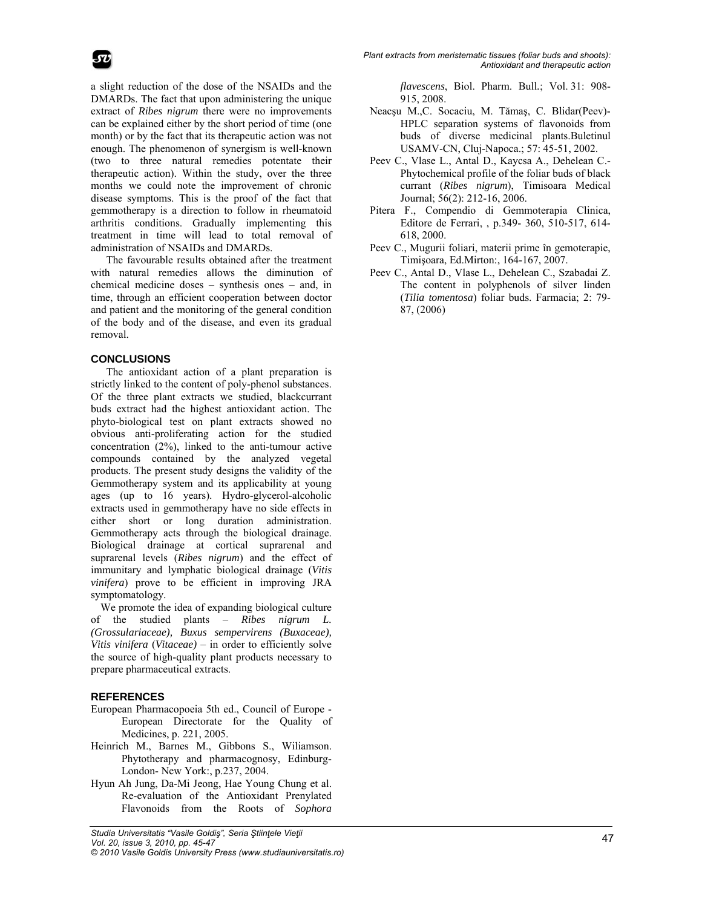a slight reduction of the dose of the NSAIDs and the DMARDs. The fact that upon administering the unique extract of *Ribes nigrum* there were no improvements can be explained either by the short period of time (one month) or by the fact that its therapeutic action was not enough. The phenomenon of synergism is well-known (two to three natural remedies potentate their therapeutic action). Within the study, over the three months we could note the improvement of chronic disease symptoms. This is the proof of the fact that gemmotherapy is a direction to follow in rheumatoid arthritis conditions. Gradually implementing this treatment in time will lead to total removal of administration of NSAIDs and DMARDs.

The favourable results obtained after the treatment with natural remedies allows the diminution of chemical medicine doses – synthesis ones – and, in time, through an efficient cooperation between doctor and patient and the monitoring of the general condition of the body and of the disease, and even its gradual removal.

## CONCLUSIONS

The antioxidant action of a plant preparation is strictly linked to the content of poly-phenol substances. Of the three plant extracts we studied, blackcurrant buds extract had the highest antioxidant action. The phyto-biological test on plant extracts showed no obvious anti-proliferating action for the studied concentration (2%), linked to the anti-tumour active compounds contained by the analyzed vegetal products. The present study designs the validity of the Gemmotherapy system and its applicability at young ages (up to 16 years). Hydro-glycerol-alcoholic extracts used in gemmotherapy have no side effects in either short or long duration administration. Gemmotherapy acts through the biological drainage. Biological drainage at cortical suprarenal and suprarenal levels (*Ribes nigrum*) and the effect of immunitary and lymphatic biological drainage (*Vitis vinifera*) prove to be efficient in improving JRA symptomatology.

We promote the idea of expanding biological culture of the studied plants – *Ribes nigrum L. (Grossulariaceae), Buxus sempervirens (Buxaceae), Vitis vinifera* (*Vitaceae)* – in order to efficiently solve the source of high-quality plant products necessary to prepare pharmaceutical extracts.

## REFERENCES

European Pharmacopoeia 5th ed., Council of Europe - European Directorate for the Quality of Medicines, p. 221, 2005.

Heinrich M., Barnes M., Gibbons S., Wiliamson. Phytotherapy and pharmacognosy, Edinburg-London- New York:, p.237, 2004.

Hyun Ah Jung, Da-Mi Jeong, Hae Young Chung et al. Re-evaluation of the Antioxidant Prenylated Flavonoids from the Roots of *Sophora flavescens*, Biol. Pharm. Bull.; Vol. 31: 908-915, 2008.

Neacşu M.,C. Socaciu, M. Tămaş, C. Blidar(Peev)-HPLC separation systems of flavonoids from buds of diverse medicinal plants.Buletinul USAMV-CN, Cluj-Napoca.; 57: 45-51, 2002.

Peev C., Vlase L., Antal D., Kaycsa A., Dehelean C.-Phytochemical profile of the foliar buds of black currant (*Ribes nigrum*), Timisoara Medical Journal; 56(2): 212-16, 2006.

Pitera F., Compendio di Gemmoterapia Clinica, Editore de Ferrari, , p.349- 360, 510-517, 614-618, 2000.

Peev C., Mugurii foliari, materii prime în gemoterapie, Timişoara, Ed.Mirton:, 164-167, 2007.

Peev C., Antal D., Vlase L., Dehelean C., Szabadai Z. The content in polyphenols of silver linden (*Tilia tomentosa*) foliar buds. Farmacia; 2: 79-87, (2006)